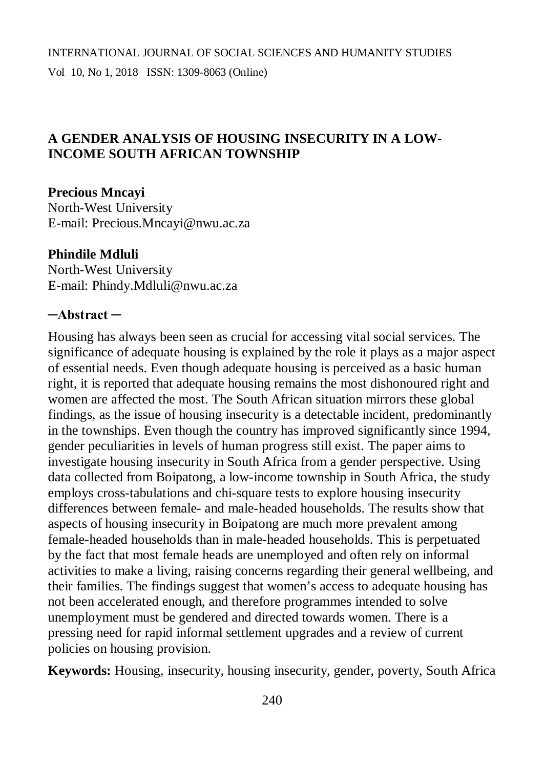# A GENDER ANALYSIS OF HOUSING INSECURITY IN A LOW-INCOME SOUTH AFRICAN TOWNSHIP

**Precious Mncayi**
North-West University
E-mail: Precious.Mncayi@nwu.ac.za

**Phindile Mdluli**
North-West University
E-mail: Phindy.Mdluli@nwu.ac.za

**─Abstract ─**

Housing has always been seen as crucial for accessing vital social services. The significance of adequate housing is explained by the role it plays as a major aspect of essential needs. Even though adequate housing is perceived as a basic human right, it is reported that adequate housing remains the most dishonoured right and women are affected the most. The South African situation mirrors these global findings, as the issue of housing insecurity is a detectable incident, predominantly in the townships. Even though the country has improved significantly since 1994, gender peculiarities in levels of human progress still exist. The paper aims to investigate housing insecurity in South Africa from a gender perspective. Using data collected from Boipatong, a low-income township in South Africa, the study employs cross-tabulations and chi-square tests to explore housing insecurity differences between female- and male-headed households. The results show that aspects of housing insecurity in Boipatong are much more prevalent among female-headed households than in male-headed households. This is perpetuated by the fact that most female heads are unemployed and often rely on informal activities to make a living, raising concerns regarding their general wellbeing, and their families. The findings suggest that women's access to adequate housing has not been accelerated enough, and therefore programmes intended to solve unemployment must be gendered and directed towards women. There is a pressing need for rapid informal settlement upgrades and a review of current policies on housing provision.

**Keywords:** Housing, insecurity, housing insecurity, gender, poverty, South Africa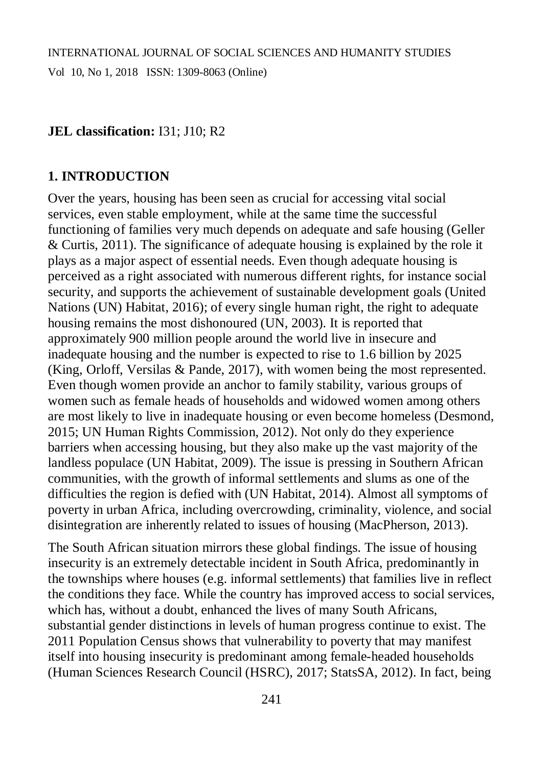**JEL classification:** I31; J10; R2

## 1. INTRODUCTION

Over the years, housing has been seen as crucial for accessing vital social services, even stable employment, while at the same time the successful functioning of families very much depends on adequate and safe housing (Geller & Curtis, 2011). The significance of adequate housing is explained by the role it plays as a major aspect of essential needs. Even though adequate housing is perceived as a right associated with numerous different rights, for instance social security, and supports the achievement of sustainable development goals (United Nations (UN) Habitat, 2016); of every single human right, the right to adequate housing remains the most dishonoured (UN, 2003). It is reported that approximately 900 million people around the world live in insecure and inadequate housing and the number is expected to rise to 1.6 billion by 2025 (King, Orloff, Versilas & Pande, 2017), with women being the most represented. Even though women provide an anchor to family stability, various groups of women such as female heads of households and widowed women among others are most likely to live in inadequate housing or even become homeless (Desmond, 2015; UN Human Rights Commission, 2012). Not only do they experience barriers when accessing housing, but they also make up the vast majority of the landless populace (UN Habitat, 2009). The issue is pressing in Southern African communities, with the growth of informal settlements and slums as one of the difficulties the region is defied with (UN Habitat, 2014). Almost all symptoms of poverty in urban Africa, including overcrowding, criminality, violence, and social disintegration are inherently related to issues of housing (MacPherson, 2013).

The South African situation mirrors these global findings. The issue of housing insecurity is an extremely detectable incident in South Africa, predominantly in the townships where houses (e.g. informal settlements) that families live in reflect the conditions they face. While the country has improved access to social services, which has, without a doubt, enhanced the lives of many South Africans, substantial gender distinctions in levels of human progress continue to exist. The 2011 Population Census shows that vulnerability to poverty that may manifest itself into housing insecurity is predominant among female-headed households (Human Sciences Research Council (HSRC), 2017; StatsSA, 2012). In fact, being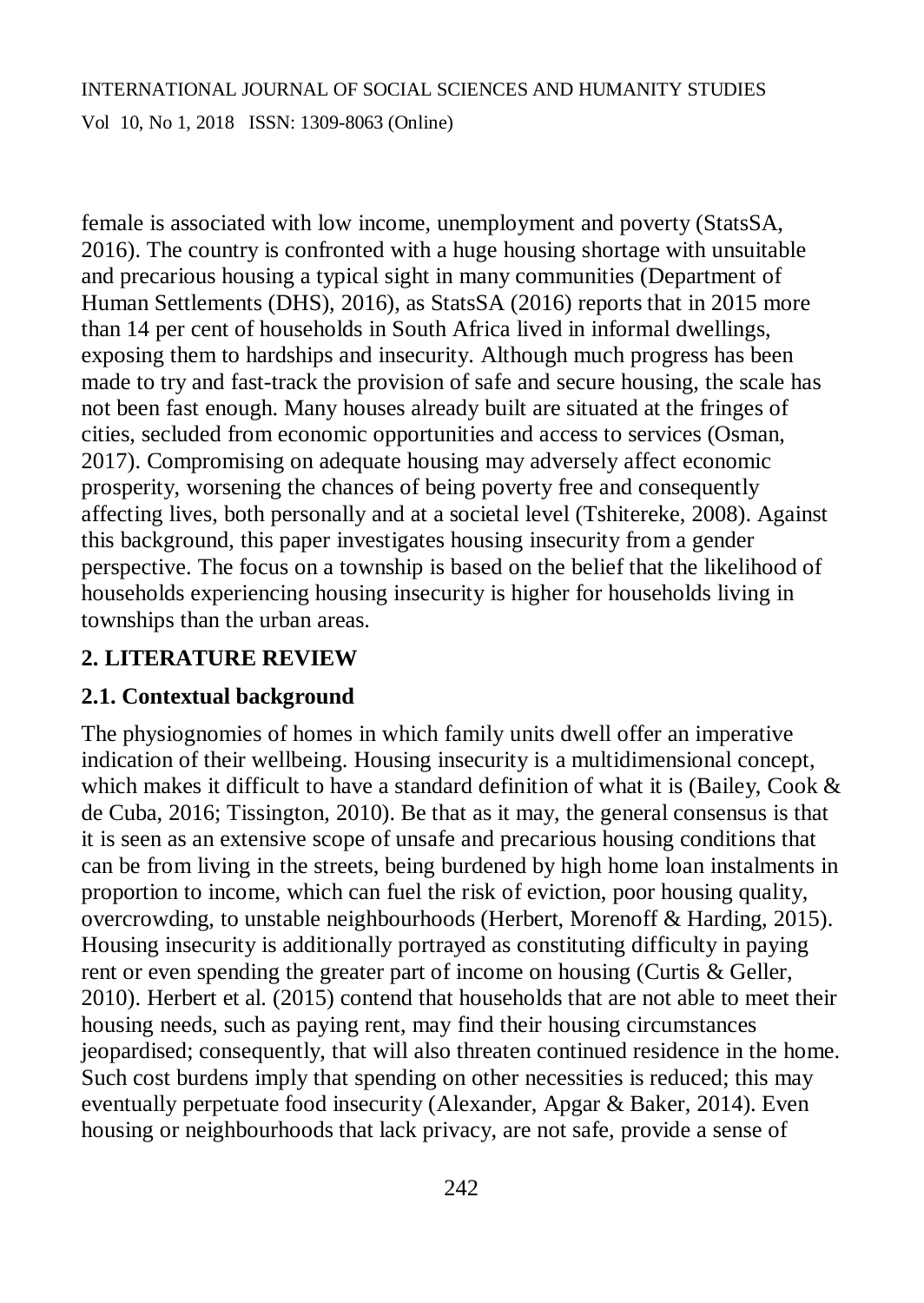female is associated with low income, unemployment and poverty (StatsSA, 2016). The country is confronted with a huge housing shortage with unsuitable and precarious housing a typical sight in many communities (Department of Human Settlements (DHS), 2016), as StatsSA (2016) reports that in 2015 more than 14 per cent of households in South Africa lived in informal dwellings, exposing them to hardships and insecurity. Although much progress has been made to try and fast-track the provision of safe and secure housing, the scale has not been fast enough. Many houses already built are situated at the fringes of cities, secluded from economic opportunities and access to services (Osman, 2017). Compromising on adequate housing may adversely affect economic prosperity, worsening the chances of being poverty free and consequently affecting lives, both personally and at a societal level (Tshitereke, 2008). Against this background, this paper investigates housing insecurity from a gender perspective. The focus on a township is based on the belief that the likelihood of households experiencing housing insecurity is higher for households living in townships than the urban areas.

## 2. LITERATURE REVIEW

### 2.1. Contextual background

The physiognomies of homes in which family units dwell offer an imperative indication of their wellbeing. Housing insecurity is a multidimensional concept, which makes it difficult to have a standard definition of what it is (Bailey, Cook & de Cuba, 2016; Tissington, 2010). Be that as it may, the general consensus is that it is seen as an extensive scope of unsafe and precarious housing conditions that can be from living in the streets, being burdened by high home loan instalments in proportion to income, which can fuel the risk of eviction, poor housing quality, overcrowding, to unstable neighbourhoods (Herbert, Morenoff & Harding, 2015). Housing insecurity is additionally portrayed as constituting difficulty in paying rent or even spending the greater part of income on housing (Curtis & Geller, 2010). Herbert et al. (2015) contend that households that are not able to meet their housing needs, such as paying rent, may find their housing circumstances jeopardised; consequently, that will also threaten continued residence in the home. Such cost burdens imply that spending on other necessities is reduced; this may eventually perpetuate food insecurity (Alexander, Apgar & Baker, 2014). Even housing or neighbourhoods that lack privacy, are not safe, provide a sense of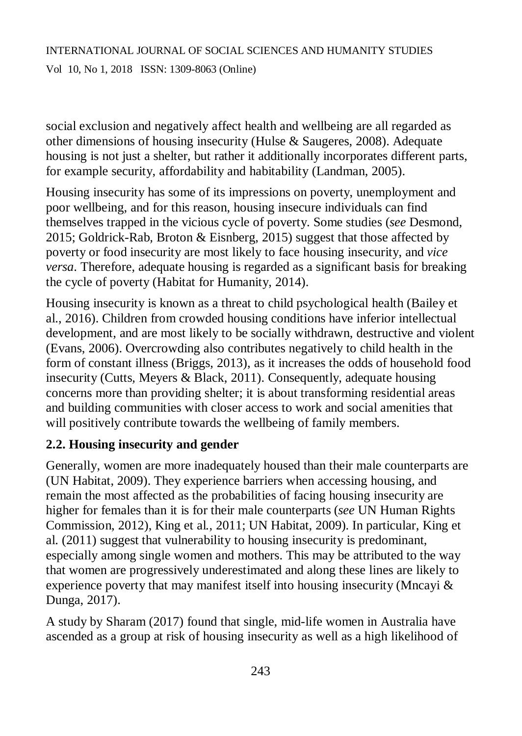social exclusion and negatively affect health and wellbeing are all regarded as other dimensions of housing insecurity (Hulse & Saugeres, 2008). Adequate housing is not just a shelter, but rather it additionally incorporates different parts, for example security, affordability and habitability (Landman, 2005).

Housing insecurity has some of its impressions on poverty, unemployment and poor wellbeing, and for this reason, housing insecure individuals can find themselves trapped in the vicious cycle of poverty. Some studies (*see* Desmond, 2015; Goldrick-Rab, Broton & Eisnberg, 2015) suggest that those affected by poverty or food insecurity are most likely to face housing insecurity, and *vice versa*. Therefore, adequate housing is regarded as a significant basis for breaking the cycle of poverty (Habitat for Humanity, 2014).

Housing insecurity is known as a threat to child psychological health (Bailey et al., 2016). Children from crowded housing conditions have inferior intellectual development, and are most likely to be socially withdrawn, destructive and violent (Evans, 2006). Overcrowding also contributes negatively to child health in the form of constant illness (Briggs, 2013), as it increases the odds of household food insecurity (Cutts, Meyers & Black, 2011). Consequently, adequate housing concerns more than providing shelter; it is about transforming residential areas and building communities with closer access to work and social amenities that will positively contribute towards the wellbeing of family members.

## 2.2. Housing insecurity and gender

Generally, women are more inadequately housed than their male counterparts are (UN Habitat, 2009). They experience barriers when accessing housing, and remain the most affected as the probabilities of facing housing insecurity are higher for females than it is for their male counterparts (*see* UN Human Rights Commission, 2012), King et al., 2011; UN Habitat, 2009). In particular, King et al. (2011) suggest that vulnerability to housing insecurity is predominant, especially among single women and mothers. This may be attributed to the way that women are progressively underestimated and along these lines are likely to experience poverty that may manifest itself into housing insecurity (Mncayi & Dunga, 2017).

A study by Sharam (2017) found that single, mid-life women in Australia have ascended as a group at risk of housing insecurity as well as a high likelihood of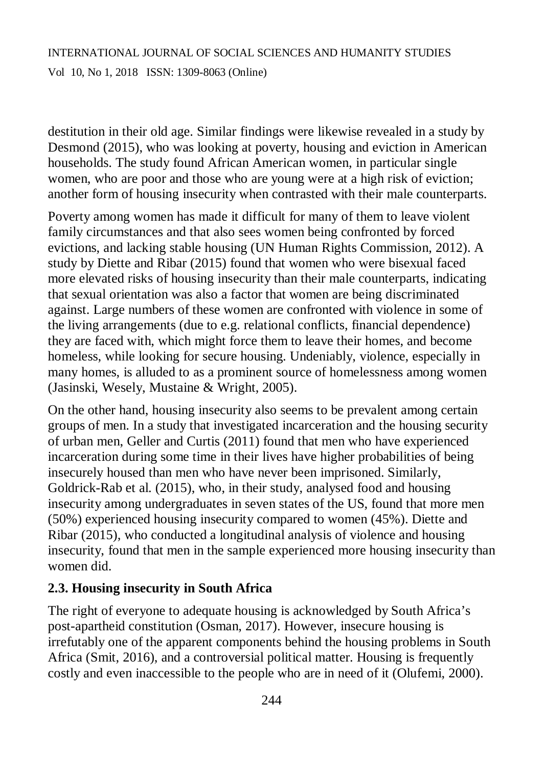destitution in their old age. Similar findings were likewise revealed in a study by Desmond (2015), who was looking at poverty, housing and eviction in American households. The study found African American women, in particular single women, who are poor and those who are young were at a high risk of eviction; another form of housing insecurity when contrasted with their male counterparts.

Poverty among women has made it difficult for many of them to leave violent family circumstances and that also sees women being confronted by forced evictions, and lacking stable housing (UN Human Rights Commission, 2012). A study by Diette and Ribar (2015) found that women who were bisexual faced more elevated risks of housing insecurity than their male counterparts, indicating that sexual orientation was also a factor that women are being discriminated against. Large numbers of these women are confronted with violence in some of the living arrangements (due to e.g. relational conflicts, financial dependence) they are faced with, which might force them to leave their homes, and become homeless, while looking for secure housing. Undeniably, violence, especially in many homes, is alluded to as a prominent source of homelessness among women (Jasinski, Wesely, Mustaine & Wright, 2005).

On the other hand, housing insecurity also seems to be prevalent among certain groups of men. In a study that investigated incarceration and the housing security of urban men, Geller and Curtis (2011) found that men who have experienced incarceration during some time in their lives have higher probabilities of being insecurely housed than men who have never been imprisoned. Similarly, Goldrick-Rab et al. (2015), who, in their study, analysed food and housing insecurity among undergraduates in seven states of the US, found that more men (50%) experienced housing insecurity compared to women (45%). Diette and Ribar (2015), who conducted a longitudinal analysis of violence and housing insecurity, found that men in the sample experienced more housing insecurity than women did.

### 2.3. Housing insecurity in South Africa

The right of everyone to adequate housing is acknowledged by South Africa's post-apartheid constitution (Osman, 2017). However, insecure housing is irrefutably one of the apparent components behind the housing problems in South Africa (Smit, 2016), and a controversial political matter. Housing is frequently costly and even inaccessible to the people who are in need of it (Olufemi, 2000).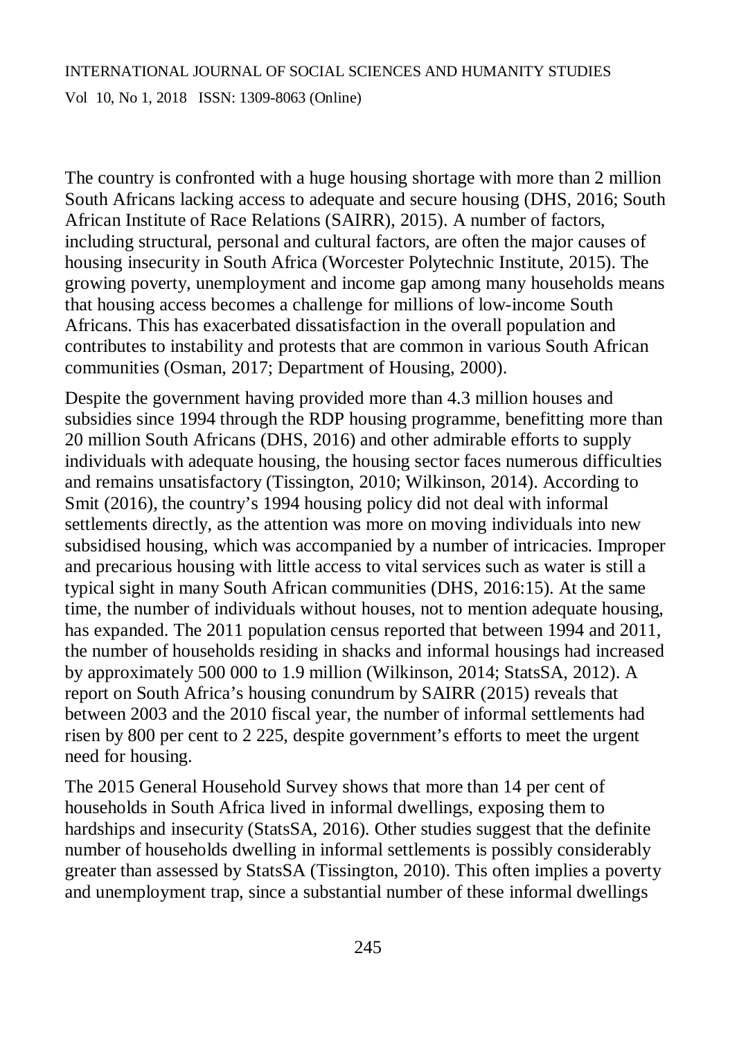The country is confronted with a huge housing shortage with more than 2 million South Africans lacking access to adequate and secure housing (DHS, 2016; South African Institute of Race Relations (SAIRR), 2015). A number of factors, including structural, personal and cultural factors, are often the major causes of housing insecurity in South Africa (Worcester Polytechnic Institute, 2015). The growing poverty, unemployment and income gap among many households means that housing access becomes a challenge for millions of low-income South Africans. This has exacerbated dissatisfaction in the overall population and contributes to instability and protests that are common in various South African communities (Osman, 2017; Department of Housing, 2000).

Despite the government having provided more than 4.3 million houses and subsidies since 1994 through the RDP housing programme, benefitting more than 20 million South Africans (DHS, 2016) and other admirable efforts to supply individuals with adequate housing, the housing sector faces numerous difficulties and remains unsatisfactory (Tissington, 2010; Wilkinson, 2014). According to Smit (2016), the country's 1994 housing policy did not deal with informal settlements directly, as the attention was more on moving individuals into new subsidised housing, which was accompanied by a number of intricacies. Improper and precarious housing with little access to vital services such as water is still a typical sight in many South African communities (DHS, 2016:15). At the same time, the number of individuals without houses, not to mention adequate housing, has expanded. The 2011 population census reported that between 1994 and 2011, the number of households residing in shacks and informal housings had increased by approximately 500 000 to 1.9 million (Wilkinson, 2014; StatsSA, 2012). A report on South Africa's housing conundrum by SAIRR (2015) reveals that between 2003 and the 2010 fiscal year, the number of informal settlements had risen by 800 per cent to 2 225, despite government's efforts to meet the urgent need for housing.

The 2015 General Household Survey shows that more than 14 per cent of households in South Africa lived in informal dwellings, exposing them to hardships and insecurity (StatsSA, 2016). Other studies suggest that the definite number of households dwelling in informal settlements is possibly considerably greater than assessed by StatsSA (Tissington, 2010). This often implies a poverty and unemployment trap, since a substantial number of these informal dwellings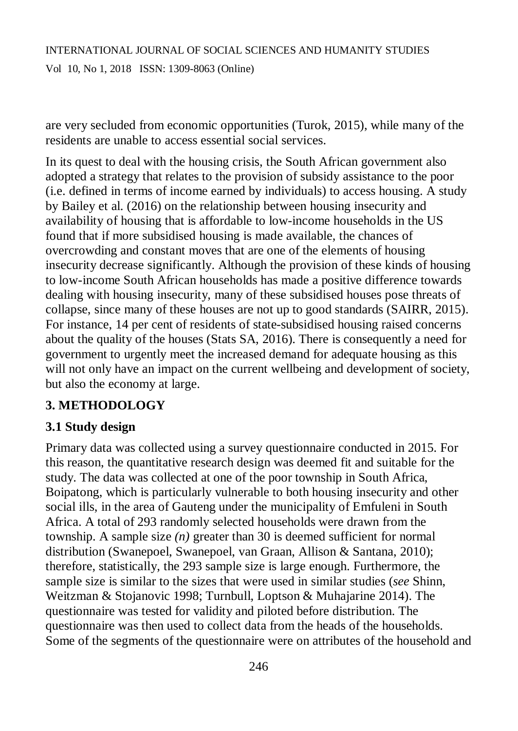are very secluded from economic opportunities (Turok, 2015), while many of the residents are unable to access essential social services.

In its quest to deal with the housing crisis, the South African government also adopted a strategy that relates to the provision of subsidy assistance to the poor (i.e. defined in terms of income earned by individuals) to access housing. A study by Bailey et al. (2016) on the relationship between housing insecurity and availability of housing that is affordable to low-income households in the US found that if more subsidised housing is made available, the chances of overcrowding and constant moves that are one of the elements of housing insecurity decrease significantly. Although the provision of these kinds of housing to low-income South African households has made a positive difference towards dealing with housing insecurity, many of these subsidised houses pose threats of collapse, since many of these houses are not up to good standards (SAIRR, 2015). For instance, 14 per cent of residents of state-subsidised housing raised concerns about the quality of the houses (Stats SA, 2016). There is consequently a need for government to urgently meet the increased demand for adequate housing as this will not only have an impact on the current wellbeing and development of society, but also the economy at large.

## 3. METHODOLOGY

### 3.1 Study design

Primary data was collected using a survey questionnaire conducted in 2015. For this reason, the quantitative research design was deemed fit and suitable for the study. The data was collected at one of the poor township in South Africa, Boipatong, which is particularly vulnerable to both housing insecurity and other social ills, in the area of Gauteng under the municipality of Emfuleni in South Africa. A total of 293 randomly selected households were drawn from the township. A sample size *(n)* greater than 30 is deemed sufficient for normal distribution (Swanepoel, Swanepoel, van Graan, Allison & Santana, 2010); therefore, statistically, the 293 sample size is large enough. Furthermore, the sample size is similar to the sizes that were used in similar studies (*see* Shinn, Weitzman & Stojanovic 1998; Turnbull, Loptson & Muhajarine 2014). The questionnaire was tested for validity and piloted before distribution. The questionnaire was then used to collect data from the heads of the households. Some of the segments of the questionnaire were on attributes of the household and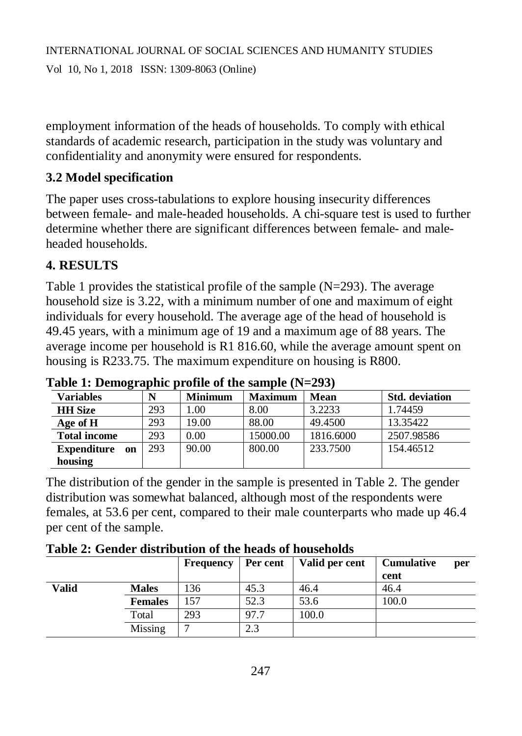employment information of the heads of households. To comply with ethical standards of academic research, participation in the study was voluntary and confidentiality and anonymity were ensured for respondents.

## 3.2 Model specification

The paper uses cross-tabulations to explore housing insecurity differences between female- and male-headed households. A chi-square test is used to further determine whether there are significant differences between female- and male-headed households.

# 4. RESULTS

Table 1 provides the statistical profile of the sample (N=293). The average household size is 3.22, with a minimum number of one and maximum of eight individuals for every household. The average age of the head of household is 49.45 years, with a minimum age of 19 and a maximum age of 88 years. The average income per household is R1 816.60, while the average amount spent on housing is R233.75. The maximum expenditure on housing is R800.

**Table 1: Demographic profile of the sample (N=293)**

| Variables | N | Minimum | Maximum | Mean | Std. deviation |
|---|---|---|---|---|---|
| **HH Size** | 293 | 1.00 | 8.00 | 3.2233 | 1.74459 |
| **Age of H** | 293 | 19.00 | 88.00 | 49.4500 | 13.35422 |
| **Total income** | 293 | 0.00 | 15000.00 | 1816.6000 | 2507.98586 |
| **Expenditure on housing** | 293 | 90.00 | 800.00 | 233.7500 | 154.46512 |

The distribution of the gender in the sample is presented in Table 2. The gender distribution was somewhat balanced, although most of the respondents were females, at 53.6 per cent, compared to their male counterparts who made up 46.4 per cent of the sample.

**Table 2: Gender distribution of the heads of households**

| | | Frequency | Per cent | Valid per cent | Cumulative per cent |
|---|---|---|---|---|---|
| **Valid** | **Males** | 136 | 45.3 | 46.4 | 46.4 |
| | **Females** | 157 | 52.3 | 53.6 | 100.0 |
| | Total | 293 | 97.7 | 100.0 | |
| | Missing | 7 | 2.3 | | |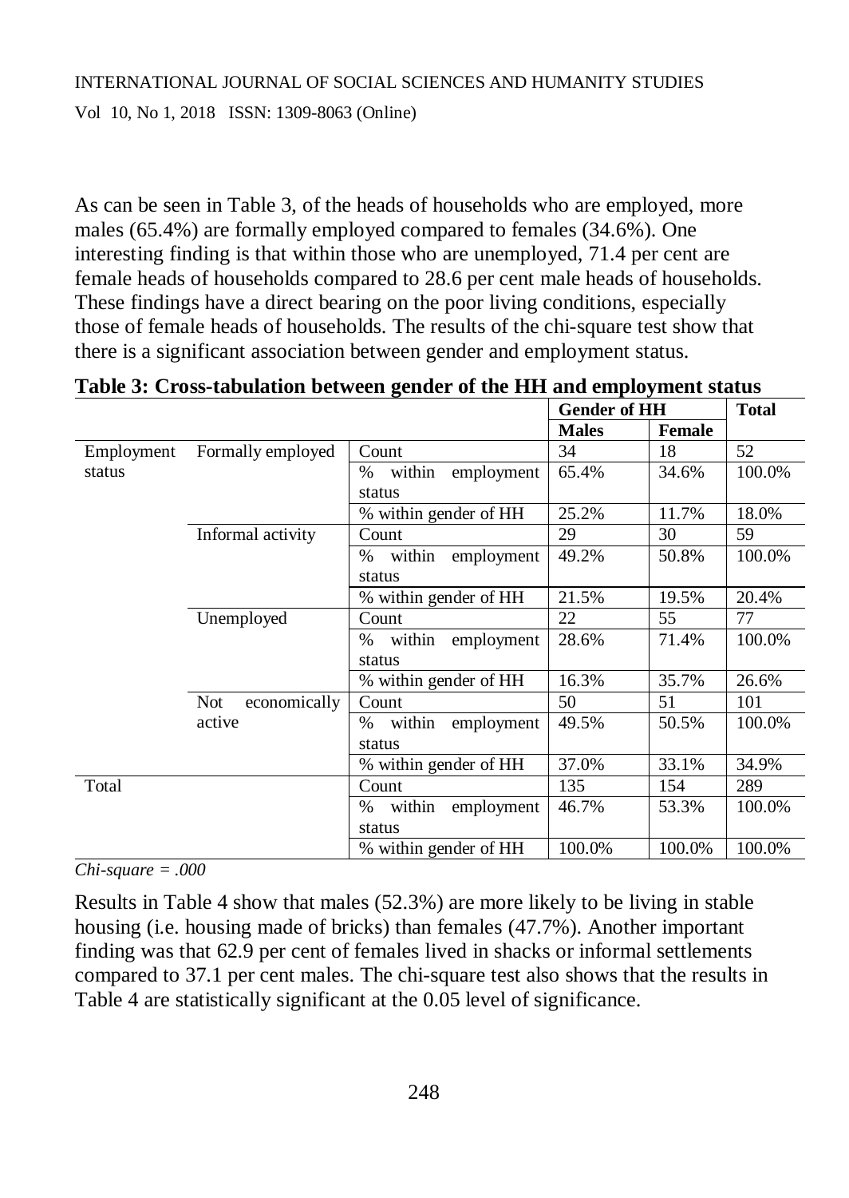As can be seen in Table 3, of the heads of households who are employed, more males (65.4%) are formally employed compared to females (34.6%). One interesting finding is that within those who are unemployed, 71.4 per cent are female heads of households compared to 28.6 per cent male heads of households. These findings have a direct bearing on the poor living conditions, especially those of female heads of households. The results of the chi-square test show that there is a significant association between gender and employment status.

**Table 3: Cross-tabulation between gender of the HH and employment status**

| | | | Gender of HH | | Total |
|---|---|---|---|---|---|
| | | | **Males** | **Female** | |
| Employment status | Formally employed | Count | 34 | 18 | 52 |
| | | % within employment status | 65.4% | 34.6% | 100.0% |
| | | % within gender of HH | 25.2% | 11.7% | 18.0% |
| | Informal activity | Count | 29 | 30 | 59 |
| | | % within employment status | 49.2% | 50.8% | 100.0% |
| | | % within gender of HH | 21.5% | 19.5% | 20.4% |
| | Unemployed | Count | 22 | 55 | 77 |
| | | % within employment status | 28.6% | 71.4% | 100.0% |
| | | % within gender of HH | 16.3% | 35.7% | 26.6% |
| | Not economically active | Count | 50 | 51 | 101 |
| | | % within employment status | 49.5% | 50.5% | 100.0% |
| | | % within gender of HH | 37.0% | 33.1% | 34.9% |
| Total | | Count | 135 | 154 | 289 |
| | | % within employment status | 46.7% | 53.3% | 100.0% |
| | | % within gender of HH | 100.0% | 100.0% | 100.0% |

*Chi-square = .000*

Results in Table 4 show that males (52.3%) are more likely to be living in stable housing (i.e. housing made of bricks) than females (47.7%). Another important finding was that 62.9 per cent of females lived in shacks or informal settlements compared to 37.1 per cent males. The chi-square test also shows that the results in Table 4 are statistically significant at the 0.05 level of significance.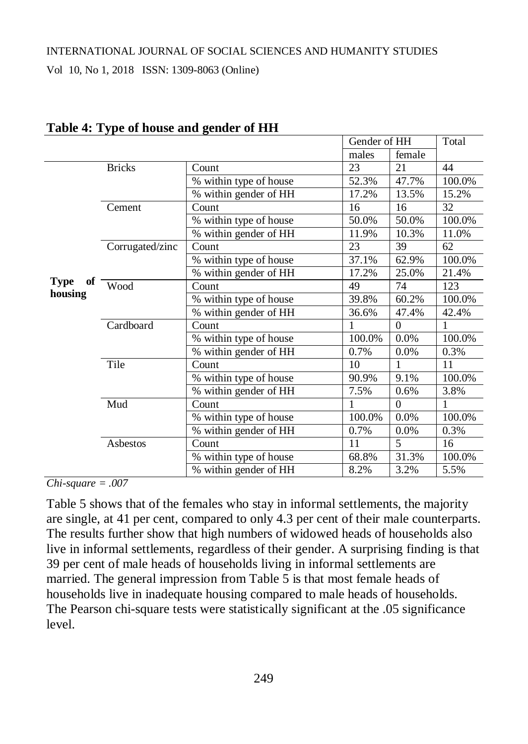**Table 4: Type of house and gender of HH**

| | | | Gender of HH | | Total |
|---|---|---|---|---|---|
| | | | males | female | |
| **Type of housing** | Bricks | Count | 23 | 21 | 44 |
| | | % within type of house | 52.3% | 47.7% | 100.0% |
| | | % within gender of HH | 17.2% | 13.5% | 15.2% |
| | Cement | Count | 16 | 16 | 32 |
| | | % within type of house | 50.0% | 50.0% | 100.0% |
| | | % within gender of HH | 11.9% | 10.3% | 11.0% |
| | Corrugated/zinc | Count | 23 | 39 | 62 |
| | | % within type of house | 37.1% | 62.9% | 100.0% |
| | | % within gender of HH | 17.2% | 25.0% | 21.4% |
| | Wood | Count | 49 | 74 | 123 |
| | | % within type of house | 39.8% | 60.2% | 100.0% |
| | | % within gender of HH | 36.6% | 47.4% | 42.4% |
| | Cardboard | Count | 1 | 0 | 1 |
| | | % within type of house | 100.0% | 0.0% | 100.0% |
| | | % within gender of HH | 0.7% | 0.0% | 0.3% |
| | Tile | Count | 10 | 1 | 11 |
| | | % within type of house | 90.9% | 9.1% | 100.0% |
| | | % within gender of HH | 7.5% | 0.6% | 3.8% |
| | Mud | Count | 1 | 0 | 1 |
| | | % within type of house | 100.0% | 0.0% | 100.0% |
| | | % within gender of HH | 0.7% | 0.0% | 0.3% |
| | Asbestos | Count | 11 | 5 | 16 |
| | | % within type of house | 68.8% | 31.3% | 100.0% |
| | | % within gender of HH | 8.2% | 3.2% | 5.5% |

*Chi-square = .007*

Table 5 shows that of the females who stay in informal settlements, the majority are single, at 41 per cent, compared to only 4.3 per cent of their male counterparts. The results further show that high numbers of widowed heads of households also live in informal settlements, regardless of their gender. A surprising finding is that 39 per cent of male heads of households living in informal settlements are married. The general impression from Table 5 is that most female heads of households live in inadequate housing compared to male heads of households. The Pearson chi-square tests were statistically significant at the .05 significance level.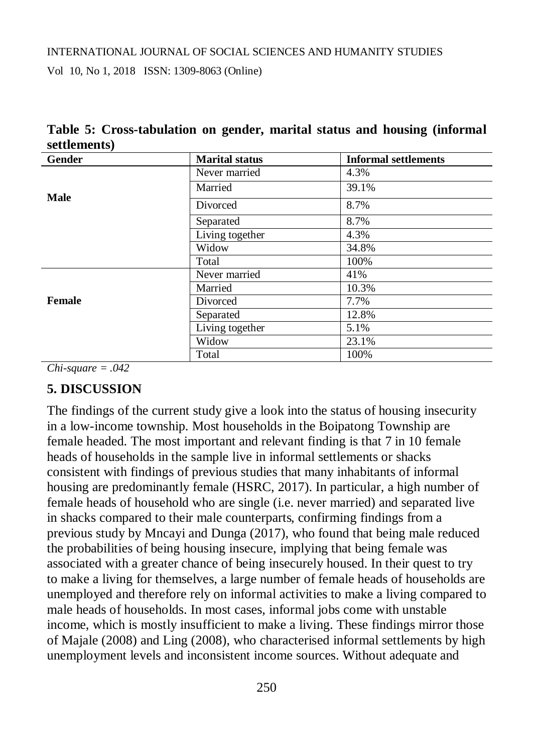**Table 5: Cross-tabulation on gender, marital status and housing (informal settlements)**

| Gender | Marital status | Informal settlements |
|---|---|---|
| **Male** | Never married | 4.3% |
| | Married | 39.1% |
| | Divorced | 8.7% |
| | Separated | 8.7% |
| | Living together | 4.3% |
| | Widow | 34.8% |
| | Total | 100% |
| **Female** | Never married | 41% |
| | Married | 10.3% |
| | Divorced | 7.7% |
| | Separated | 12.8% |
| | Living together | 5.1% |
| | Widow | 23.1% |
| | Total | 100% |

*Chi-square = .042*

## 5. DISCUSSION

The findings of the current study give a look into the status of housing insecurity in a low-income township. Most households in the Boipatong Township are female headed. The most important and relevant finding is that 7 in 10 female heads of households in the sample live in informal settlements or shacks consistent with findings of previous studies that many inhabitants of informal housing are predominantly female (HSRC, 2017). In particular, a high number of female heads of household who are single (i.e. never married) and separated live in shacks compared to their male counterparts, confirming findings from a previous study by Mncayi and Dunga (2017), who found that being male reduced the probabilities of being housing insecure, implying that being female was associated with a greater chance of being insecurely housed. In their quest to try to make a living for themselves, a large number of female heads of households are unemployed and therefore rely on informal activities to make a living compared to male heads of households. In most cases, informal jobs come with unstable income, which is mostly insufficient to make a living. These findings mirror those of Majale (2008) and Ling (2008), who characterised informal settlements by high unemployment levels and inconsistent income sources. Without adequate and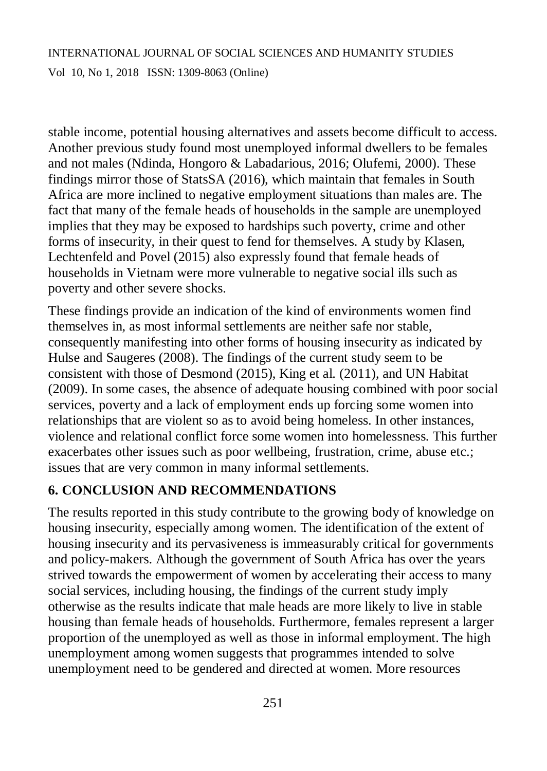stable income, potential housing alternatives and assets become difficult to access. Another previous study found most unemployed informal dwellers to be females and not males (Ndinda, Hongoro & Labadarious, 2016; Olufemi, 2000). These findings mirror those of StatsSA (2016), which maintain that females in South Africa are more inclined to negative employment situations than males are. The fact that many of the female heads of households in the sample are unemployed implies that they may be exposed to hardships such poverty, crime and other forms of insecurity, in their quest to fend for themselves. A study by Klasen, Lechtenfeld and Povel (2015) also expressly found that female heads of households in Vietnam were more vulnerable to negative social ills such as poverty and other severe shocks.

These findings provide an indication of the kind of environments women find themselves in, as most informal settlements are neither safe nor stable, consequently manifesting into other forms of housing insecurity as indicated by Hulse and Saugeres (2008). The findings of the current study seem to be consistent with those of Desmond (2015), King et al. (2011), and UN Habitat (2009). In some cases, the absence of adequate housing combined with poor social services, poverty and a lack of employment ends up forcing some women into relationships that are violent so as to avoid being homeless. In other instances, violence and relational conflict force some women into homelessness. This further exacerbates other issues such as poor wellbeing, frustration, crime, abuse etc.; issues that are very common in many informal settlements.

## 6. CONCLUSION AND RECOMMENDATIONS

The results reported in this study contribute to the growing body of knowledge on housing insecurity, especially among women. The identification of the extent of housing insecurity and its pervasiveness is immeasurably critical for governments and policy-makers. Although the government of South Africa has over the years strived towards the empowerment of women by accelerating their access to many social services, including housing, the findings of the current study imply otherwise as the results indicate that male heads are more likely to live in stable housing than female heads of households. Furthermore, females represent a larger proportion of the unemployed as well as those in informal employment. The high unemployment among women suggests that programmes intended to solve unemployment need to be gendered and directed at women. More resources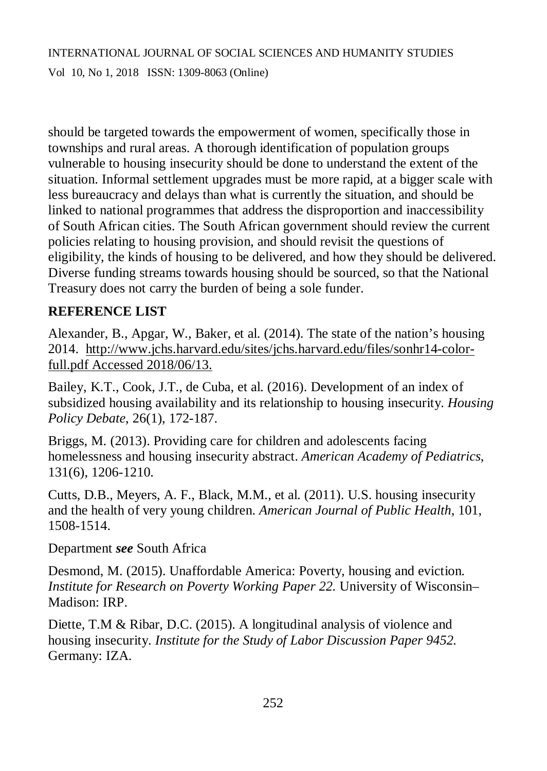should be targeted towards the empowerment of women, specifically those in townships and rural areas. A thorough identification of population groups vulnerable to housing insecurity should be done to understand the extent of the situation. Informal settlement upgrades must be more rapid, at a bigger scale with less bureaucracy and delays than what is currently the situation, and should be linked to national programmes that address the disproportion and inaccessibility of South African cities. The South African government should review the current policies relating to housing provision, and should revisit the questions of eligibility, the kinds of housing to be delivered, and how they should be delivered. Diverse funding streams towards housing should be sourced, so that the National Treasury does not carry the burden of being a sole funder.

## REFERENCE LIST

Alexander, B., Apgar, W., Baker, et al. (2014). The state of the nation's housing 2014. http://www.jchs.harvard.edu/sites/jchs.harvard.edu/files/sonhr14-color-full.pdf Accessed 2018/06/13.

Bailey, K.T., Cook, J.T., de Cuba, et al. (2016). Development of an index of subsidized housing availability and its relationship to housing insecurity. *Housing Policy Debate*, 26(1), 172-187.

Briggs, M. (2013). Providing care for children and adolescents facing homelessness and housing insecurity abstract. *American Academy of Pediatrics*, 131(6), 1206-1210.

Cutts, D.B., Meyers, A. F., Black, M.M., et al. (2011). U.S. housing insecurity and the health of very young children. *American Journal of Public Health*, 101, 1508-1514.

Department ***see*** South Africa

Desmond, M. (2015). Unaffordable America: Poverty, housing and eviction. *Institute for Research on Poverty Working Paper 22.* University of Wisconsin–Madison: IRP.

Diette, T.M & Ribar, D.C. (2015). A longitudinal analysis of violence and housing insecurity. *Institute for the Study of Labor Discussion Paper 9452.* Germany: IZA.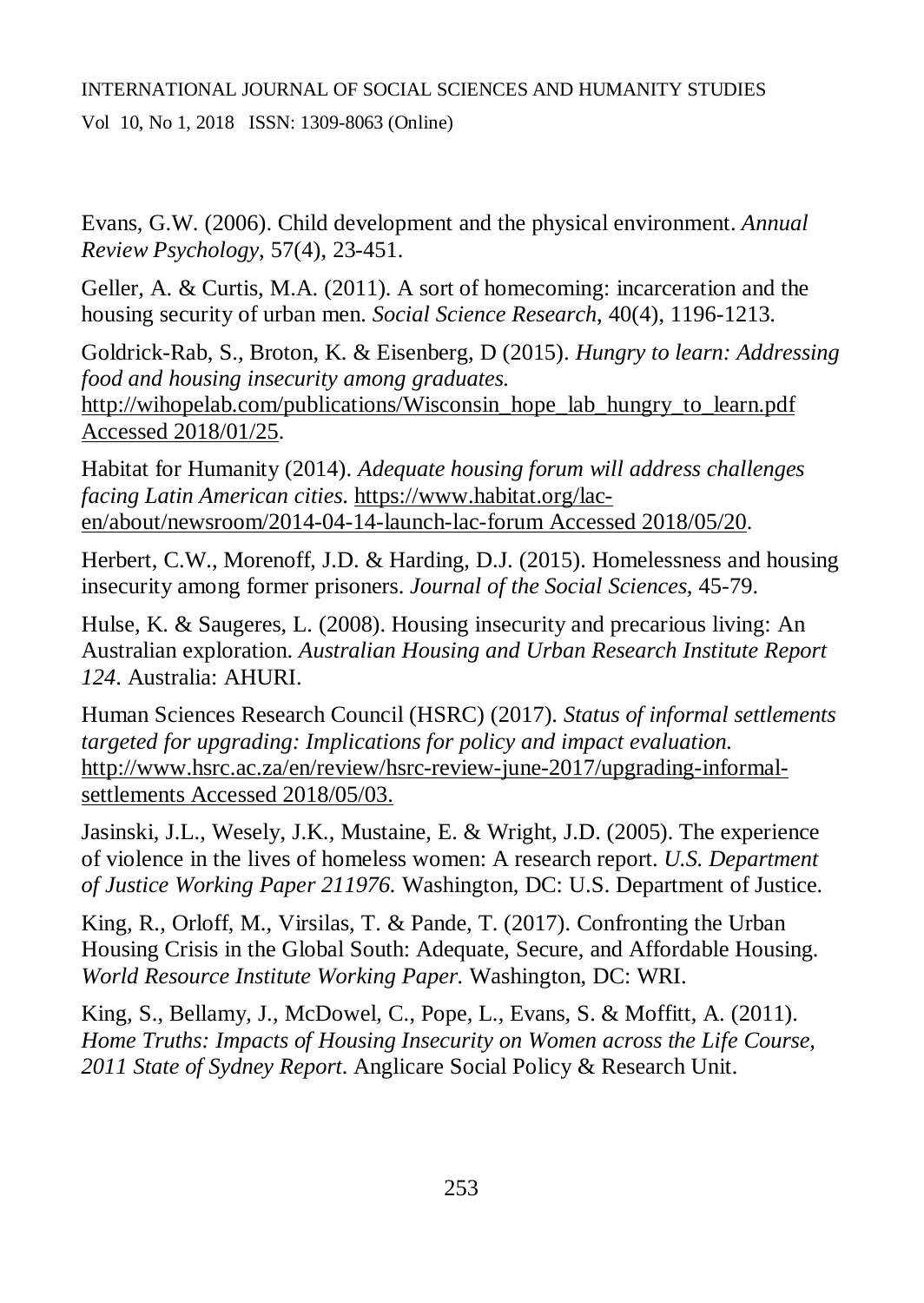Evans, G.W. (2006). Child development and the physical environment. *Annual Review Psychology*, 57(4), 23-451.

Geller, A. & Curtis, M.A. (2011). A sort of homecoming: incarceration and the housing security of urban men. *Social Science Research*, 40(4), 1196-1213.

Goldrick-Rab, S., Broton, K. & Eisenberg, D (2015). *Hungry to learn: Addressing food and housing insecurity among graduates.* http://wihopelab.com/publications/Wisconsin_hope_lab_hungry_to_learn.pdf Accessed 2018/01/25.

Habitat for Humanity (2014). *Adequate housing forum will address challenges facing Latin American cities.* https://www.habitat.org/lac-en/about/newsroom/2014-04-14-launch-lac-forum Accessed 2018/05/20.

Herbert, C.W., Morenoff, J.D. & Harding, D.J. (2015). Homelessness and housing insecurity among former prisoners. *Journal of the Social Sciences*, 45-79.

Hulse, K. & Saugeres, L. (2008). Housing insecurity and precarious living: An Australian exploration. *Australian Housing and Urban Research Institute Report 124*. Australia: AHURI.

Human Sciences Research Council (HSRC) (2017). *Status of informal settlements targeted for upgrading: Implications for policy and impact evaluation.* http://www.hsrc.ac.za/en/review/hsrc-review-june-2017/upgrading-informal-settlements Accessed 2018/05/03.

Jasinski, J.L., Wesely, J.K., Mustaine, E. & Wright, J.D. (2005). The experience of violence in the lives of homeless women: A research report. *U.S. Department of Justice Working Paper 211976.* Washington, DC: U.S. Department of Justice.

King, R., Orloff, M., Virsilas, T. & Pande, T. (2017). Confronting the Urban Housing Crisis in the Global South: Adequate, Secure, and Affordable Housing. *World Resource Institute Working Paper.* Washington, DC: WRI.

King, S., Bellamy, J., McDowel, C., Pope, L., Evans, S. & Moffitt, A. (2011). *Home Truths: Impacts of Housing Insecurity on Women across the Life Course, 2011 State of Sydney Report*. Anglicare Social Policy & Research Unit.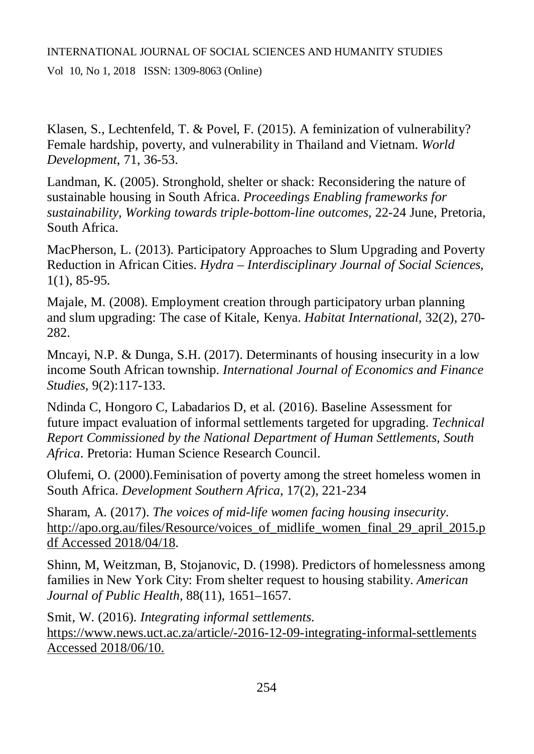Klasen, S., Lechtenfeld, T. & Povel, F. (2015). A feminization of vulnerability? Female hardship, poverty, and vulnerability in Thailand and Vietnam. *World Development*, 71, 36-53.

Landman, K. (2005). Stronghold, shelter or shack: Reconsidering the nature of sustainable housing in South Africa. *Proceedings Enabling frameworks for sustainability, Working towards triple-bottom-line outcomes*, 22-24 June, Pretoria, South Africa.

MacPherson, L. (2013). Participatory Approaches to Slum Upgrading and Poverty Reduction in African Cities. *Hydra – Interdisciplinary Journal of Social Sciences*, 1(1), 85-95.

Majale, M. (2008). Employment creation through participatory urban planning and slum upgrading: The case of Kitale, Kenya. *Habitat International*, 32(2), 270-282.

Mncayi, N.P. & Dunga, S.H. (2017). Determinants of housing insecurity in a low income South African township. *International Journal of Economics and Finance Studies*, 9(2):117-133.

Ndinda C, Hongoro C, Labadarios D, et al. (2016). Baseline Assessment for future impact evaluation of informal settlements targeted for upgrading. *Technical Report Commissioned by the National Department of Human Settlements, South Africa*. Pretoria: Human Science Research Council.

Olufemi, O. (2000).Feminisation of poverty among the street homeless women in South Africa. *Development Southern Africa*, 17(2), 221-234

Sharam, A. (2017). *The voices of mid-life women facing housing insecurity*. http://apo.org.au/files/Resource/voices_of_midlife_women_final_29_april_2015.pdf Accessed 2018/04/18.

Shinn, M, Weitzman, B, Stojanovic, D. (1998). Predictors of homelessness among families in New York City: From shelter request to housing stability. *American Journal of Public Health,* 88(11), 1651–1657.

Smit, W. (2016). *Integrating informal settlements.* https://www.news.uct.ac.za/article/-2016-12-09-integrating-informal-settlements Accessed 2018/06/10.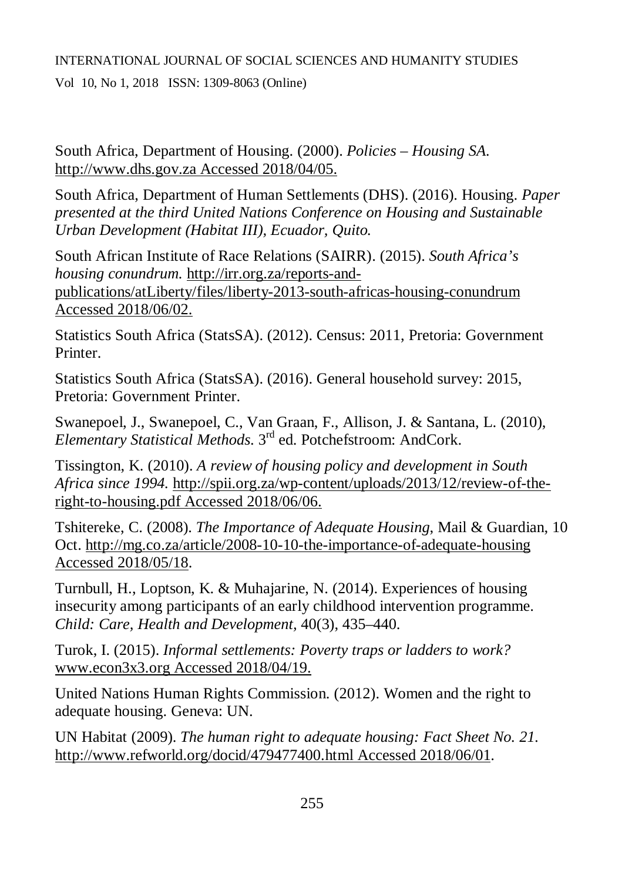South Africa, Department of Housing. (2000). *Policies – Housing SA*. http://www.dhs.gov.za Accessed 2018/04/05.

South Africa, Department of Human Settlements (DHS). (2016). Housing. *Paper presented at the third United Nations Conference on Housing and Sustainable Urban Development (Habitat III), Ecuador, Quito.*

South African Institute of Race Relations (SAIRR). (2015). *South Africa's housing conundrum.* http://irr.org.za/reports-and-publications/atLiberty/files/liberty-2013-south-africas-housing-conundrum Accessed 2018/06/02.

Statistics South Africa (StatsSA). (2012). Census: 2011, Pretoria: Government Printer.

Statistics South Africa (StatsSA). (2016). General household survey: 2015, Pretoria: Government Printer.

Swanepoel, J., Swanepoel, C., Van Graan, F., Allison, J. & Santana, L. (2010), *Elementary Statistical Methods.* 3rd ed. Potchefstroom: AndCork.

Tissington, K. (2010). *A review of housing policy and development in South Africa since 1994.* http://spii.org.za/wp-content/uploads/2013/12/review-of-the-right-to-housing.pdf Accessed 2018/06/06.

Tshitereke, C. (2008). *The Importance of Adequate Housing*, Mail & Guardian, 10 Oct. http://mg.co.za/article/2008-10-10-the-importance-of-adequate-housing Accessed 2018/05/18.

Turnbull, H., Loptson, K. & Muhajarine, N. (2014). Experiences of housing insecurity among participants of an early childhood intervention programme. *Child: Care, Health and Development,* 40(3), 435–440.

Turok, I. (2015). *Informal settlements: Poverty traps or ladders to work?* www.econ3x3.org Accessed 2018/04/19.

United Nations Human Rights Commission. (2012). Women and the right to adequate housing. Geneva: UN.

UN Habitat (2009). *The human right to adequate housing: Fact Sheet No. 21.* http://www.refworld.org/docid/479477400.html Accessed 2018/06/01.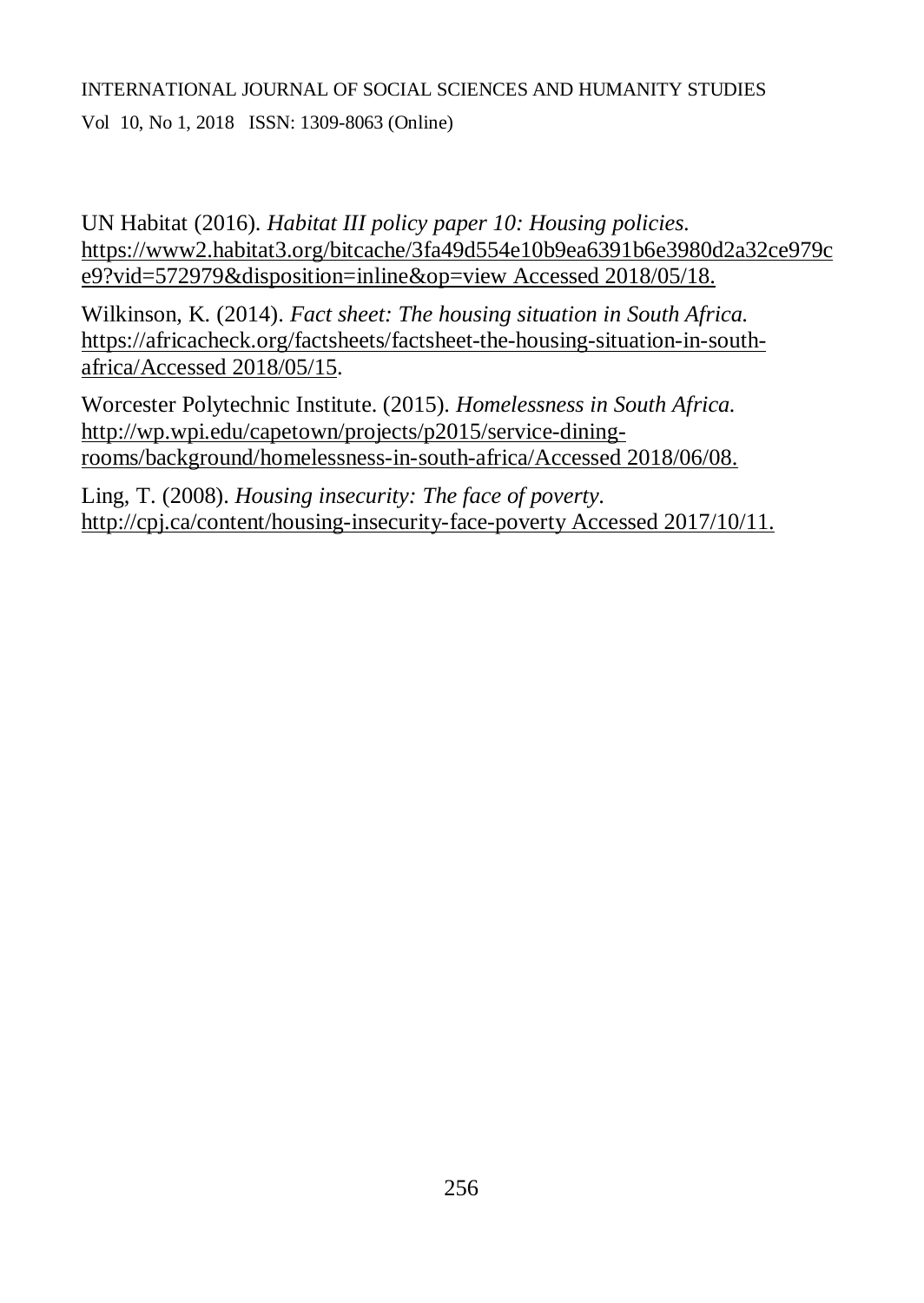UN Habitat (2016). *Habitat III policy paper 10: Housing policies.* https://www2.habitat3.org/bitcache/3fa49d554e10b9ea6391b6e3980d2a32ce979ce9?vid=572979&disposition=inline&op=view Accessed 2018/05/18.

Wilkinson, K. (2014). *Fact sheet: The housing situation in South Africa.* https://africacheck.org/factsheets/factsheet-the-housing-situation-in-south-africa/Accessed 2018/05/15.

Worcester Polytechnic Institute. (2015). *Homelessness in South Africa.* http://wp.wpi.edu/capetown/projects/p2015/service-dining-rooms/background/homelessness-in-south-africa/Accessed 2018/06/08.

Ling, T. (2008). *Housing insecurity: The face of poverty.* http://cpj.ca/content/housing-insecurity-face-poverty Accessed 2017/10/11.